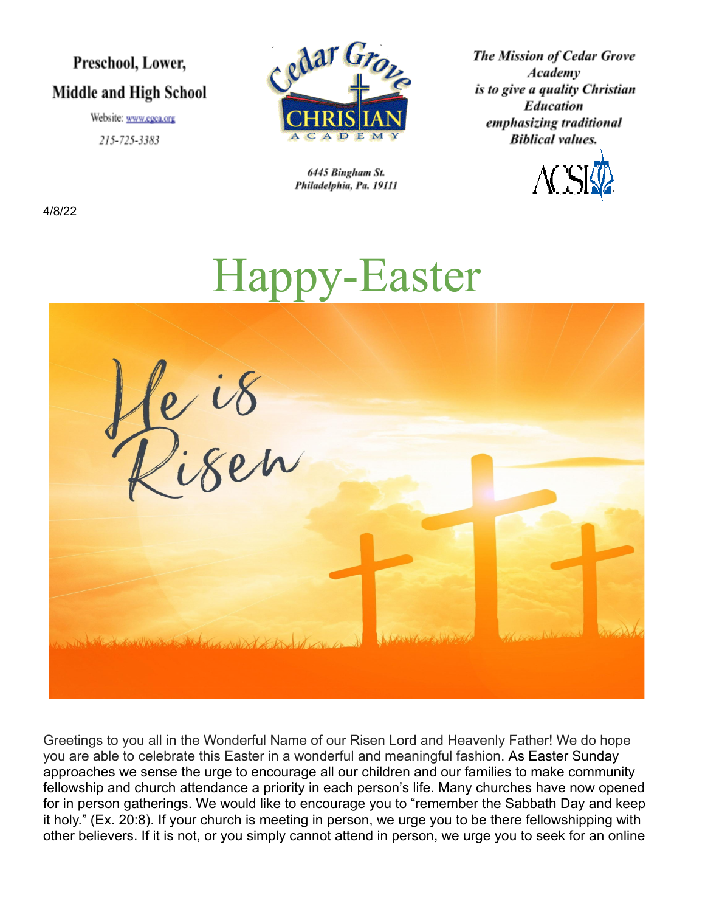Preschool, Lower, Middle and High School

Website: www.cgca.org

215-725-3383

Cedar Grove Christian Academy

6445 Bingham St.
Philadelphia, Pa. 19111

*The Mission of Cedar Grove Academy is to give a quality Christian Education emphasizing traditional Biblical values.*

ACSI

4/8/22

# Happy-Easter

He is Risen

Greetings to you all in the Wonderful Name of our Risen Lord and Heavenly Father! We do hope you are able to celebrate this Easter in a wonderful and meaningful fashion. As Easter Sunday approaches we sense the urge to encourage all our children and our families to make community fellowship and church attendance a priority in each person's life. Many churches have now opened for in person gatherings. We would like to encourage you to "remember the Sabbath Day and keep it holy." (Ex. 20:8). If your church is meeting in person, we urge you to be there fellowshipping with other believers. If it is not, or you simply cannot attend in person, we urge you to seek for an online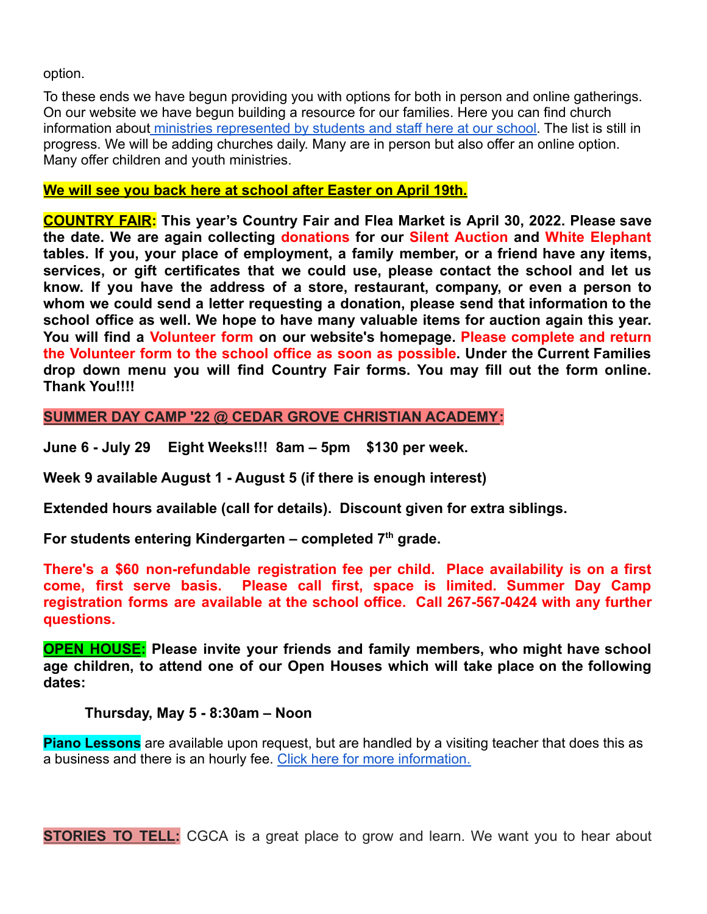option.

To these ends we have begun providing you with options for both in person and online gatherings. On our website we have begun building a resource for our families. Here you can find church information about ministries represented by students and staff here at our school. The list is still in progress. We will be adding churches daily. Many are in person but also offer an online option. Many offer children and youth ministries.

**We will see you back here at school after Easter on April 19th.**

**COUNTRY FAIR: This year's Country Fair and Flea Market is April 30, 2022. Please save the date. We are again collecting donations for our Silent Auction and White Elephant tables. If you, your place of employment, a family member, or a friend have any items, services, or gift certificates that we could use, please contact the school and let us know. If you have the address of a store, restaurant, company, or even a person to whom we could send a letter requesting a donation, please send that information to the school office as well. We hope to have many valuable items for auction again this year. You will find a Volunteer form on our website's homepage. Please complete and return the Volunteer form to the school office as soon as possible. Under the Current Families drop down menu you will find Country Fair forms. You may fill out the form online. Thank You!!!!**

**SUMMER DAY CAMP '22 @ CEDAR GROVE CHRISTIAN ACADEMY:**

**June 6 - July 29 Eight Weeks!!! 8am – 5pm $130 per week.**

**Week 9 available August 1 - August 5 (if there is enough interest)**

**Extended hours available (call for details). Discount given for extra siblings.**

**For students entering Kindergarten – completed 7th grade.**

**There's a $60 non-refundable registration fee per child. Place availability is on a first come, first serve basis. Please call first, space is limited. Summer Day Camp registration forms are available at the school office. Call 267-567-0424 with any further questions.**

**OPEN HOUSE: Please invite your friends and family members, who might have school age children, to attend one of our Open Houses which will take place on the following dates:**

> **Thursday, May 5 - 8:30am – Noon**

**Piano Lessons** are available upon request, but are handled by a visiting teacher that does this as a business and there is an hourly fee. Click here for more information.

**STORIES TO TELL:** CGCA is a great place to grow and learn. We want you to hear about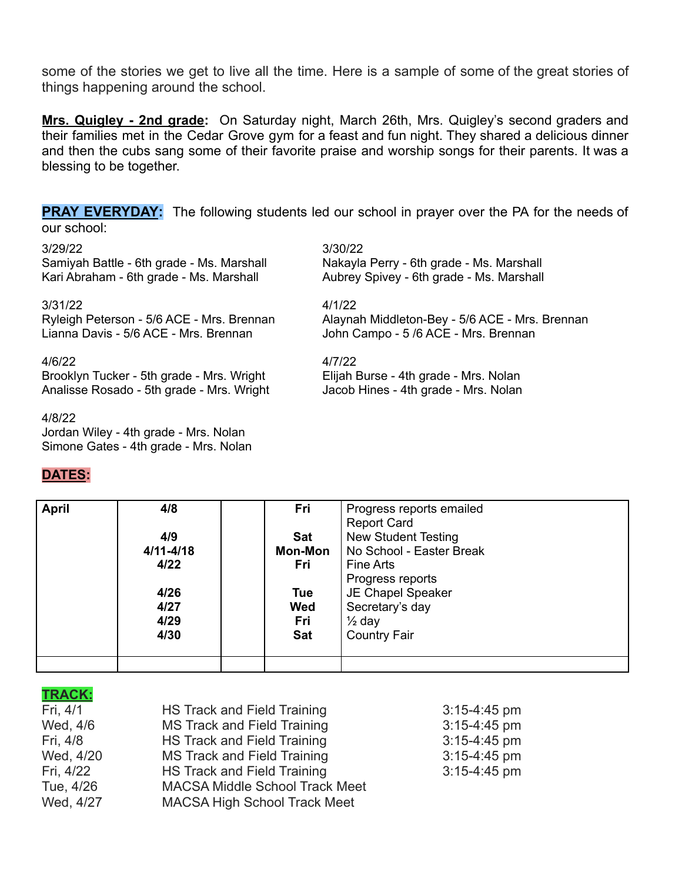some of the stories we get to live all the time. Here is a sample of some of the great stories of things happening around the school.

**Mrs. Quigley - 2nd grade:** On Saturday night, March 26th, Mrs. Quigley's second graders and their families met in the Cedar Grove gym for a feast and fun night. They shared a delicious dinner and then the cubs sang some of their favorite praise and worship songs for their parents. It was a blessing to be together.

**PRAY EVERYDAY:** The following students led our school in prayer over the PA for the needs of our school:

3/29/22
Samiyah Battle - 6th grade - Ms. Marshall
Kari Abraham - 6th grade - Ms. Marshall

3/30/22
Nakayla Perry - 6th grade - Ms. Marshall
Aubrey Spivey - 6th grade - Ms. Marshall

3/31/22
Ryleigh Peterson - 5/6 ACE - Mrs. Brennan
Lianna Davis - 5/6 ACE - Mrs. Brennan

4/1/22
Alaynah Middleton-Bey - 5/6 ACE - Mrs. Brennan
John Campo - 5 /6 ACE - Mrs. Brennan

4/6/22
Brooklyn Tucker - 5th grade - Mrs. Wright
Analisse Rosado - 5th grade - Mrs. Wright

4/7/22
Elijah Burse - 4th grade - Mrs. Nolan
Jacob Hines - 4th grade - Mrs. Nolan

4/8/22
Jordan Wiley - 4th grade - Mrs. Nolan
Simone Gates - 4th grade - Mrs. Nolan

**DATES:**

| April | | | | |
|---|---|---|---|---|
| | **4/8** | | **Fri** | Progress reports emailed<br>Report Card |
| | **4/9** | | **Sat** | New Student Testing |
| | **4/11-4/18** | | **Mon-Mon** | No School - Easter Break |
| | **4/22** | | **Fri** | Fine Arts<br>Progress reports |
| | **4/26** | | **Tue** | JE Chapel Speaker |
| | **4/27** | | **Wed** | Secretary's day |
| | **4/29** | | **Fri** | ½ day |
| | **4/30** | | **Sat** | Country Fair |
| | | | | |

**TRACK:**

| | | |
|---|---|---|
| Fri, 4/1 | HS Track and Field Training | 3:15-4:45 pm |
| Wed, 4/6 | MS Track and Field Training | 3:15-4:45 pm |
| Fri, 4/8 | HS Track and Field Training | 3:15-4:45 pm |
| Wed, 4/20 | MS Track and Field Training | 3:15-4:45 pm |
| Fri, 4/22 | HS Track and Field Training | 3:15-4:45 pm |
| Tue, 4/26 | MACSA Middle School Track Meet | |
| Wed, 4/27 | MACSA High School Track Meet | |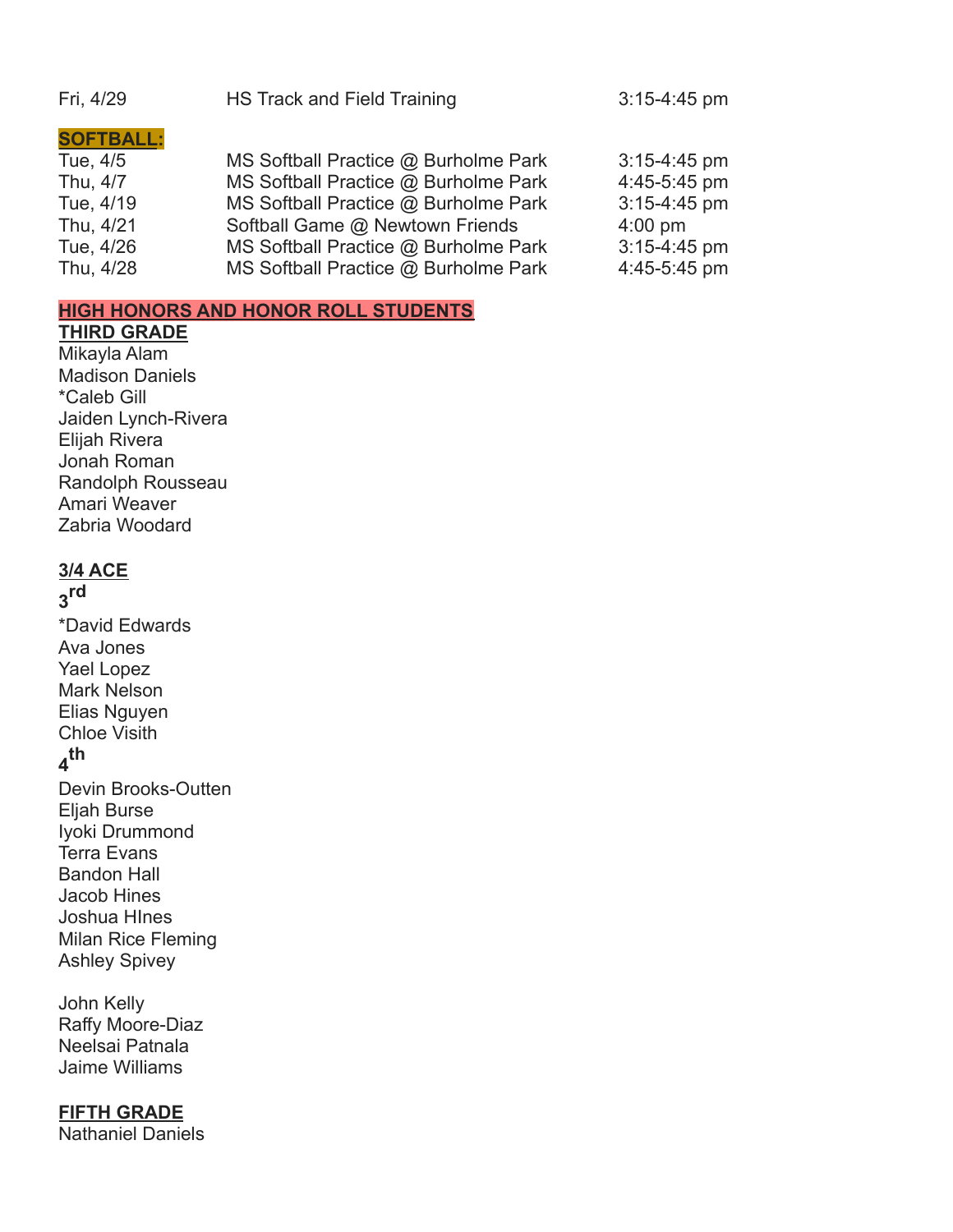| | | |
|---|---|---|
| Fri, 4/29 | HS Track and Field Training | 3:15-4:45 pm |

**SOFTBALL:**

| | | |
|---|---|---|
| Tue, 4/5 | MS Softball Practice @ Burholme Park | 3:15-4:45 pm |
| Thu, 4/7 | MS Softball Practice @ Burholme Park | 4:45-5:45 pm |
| Tue, 4/19 | MS Softball Practice @ Burholme Park | 3:15-4:45 pm |
| Thu, 4/21 | Softball Game @ Newtown Friends | 4:00 pm |
| Tue, 4/26 | MS Softball Practice @ Burholme Park | 3:15-4:45 pm |
| Thu, 4/28 | MS Softball Practice @ Burholme Park | 4:45-5:45 pm |

**HIGH HONORS AND HONOR ROLL STUDENTS**

**THIRD GRADE**

Mikayla Alam
Madison Daniels
*Caleb Gill
Jaiden Lynch-Rivera
Elijah Rivera
Jonah Roman
Randolph Rousseau
Amari Weaver
Zabria Woodard

**3/4 ACE**

**3rd**

*David Edwards
Ava Jones
Yael Lopez
Mark Nelson
Elias Nguyen
Chloe Visith

**4th**

Devin Brooks-Outten
Eljah Burse
Iyoki Drummond
Terra Evans
Bandon Hall
Jacob Hines
Joshua HInes
Milan Rice Fleming
Ashley Spivey

John Kelly
Raffy Moore-Diaz
Neelsai Patnala
Jaime Williams

**FIFTH GRADE**

Nathaniel Daniels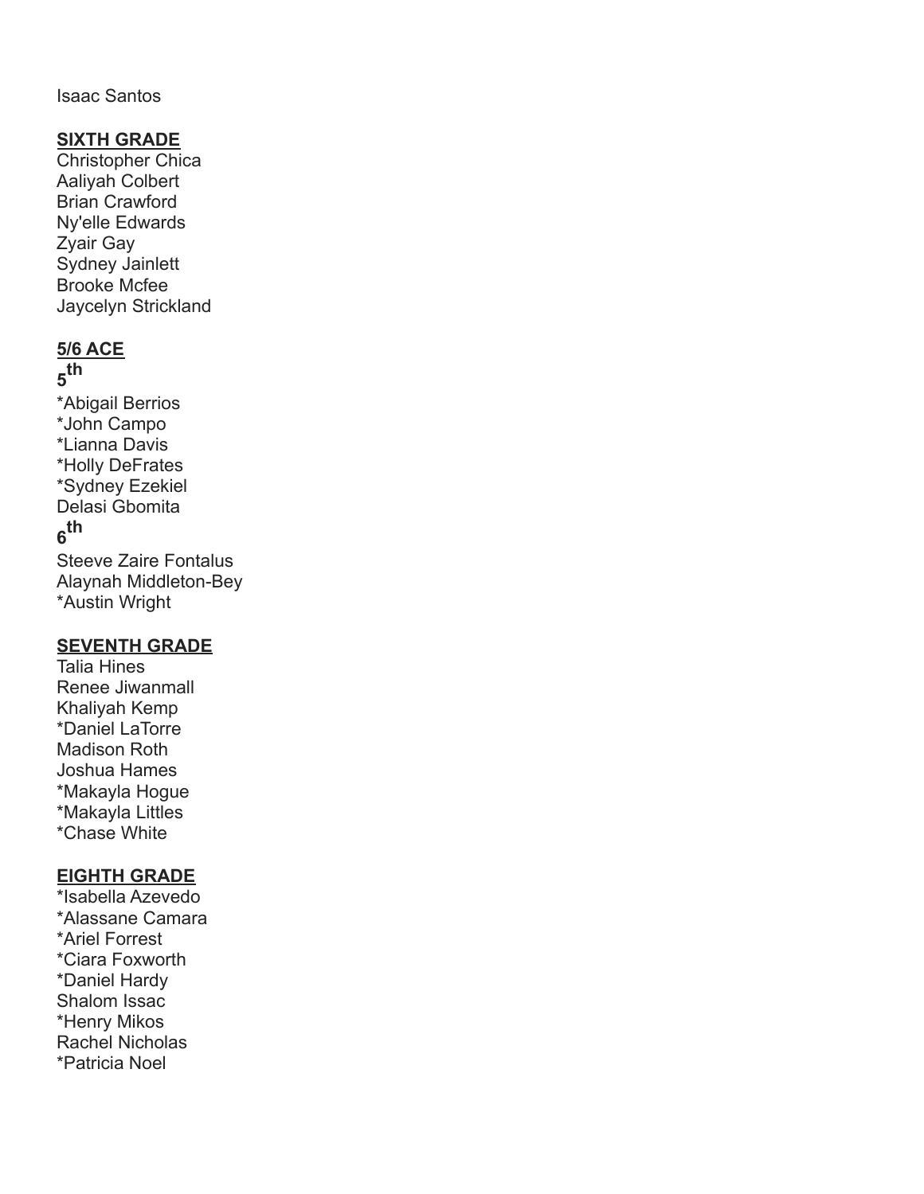Isaac Santos

**SIXTH GRADE**
Christopher Chica
Aaliyah Colbert
Brian Crawford
Ny'elle Edwards
Zyair Gay
Sydney Jainlett
Brooke Mcfee
Jaycelyn Strickland

**5/6 ACE**

**5th**

*Abigail Berrios
*John Campo
*Lianna Davis
*Holly DeFrates
*Sydney Ezekiel
Delasi Gbomita

**6th**

Steeve Zaire Fontalus
Alaynah Middleton-Bey
*Austin Wright

**SEVENTH GRADE**
Talia Hines
Renee Jiwanmall
Khaliyah Kemp
*Daniel LaTorre
Madison Roth
Joshua Hames
*Makayla Hogue
*Makayla Littles
*Chase White

**EIGHTH GRADE**
*Isabella Azevedo
*Alassane Camara
*Ariel Forrest
*Ciara Foxworth
*Daniel Hardy
Shalom Issac
*Henry Mikos
Rachel Nicholas
*Patricia Noel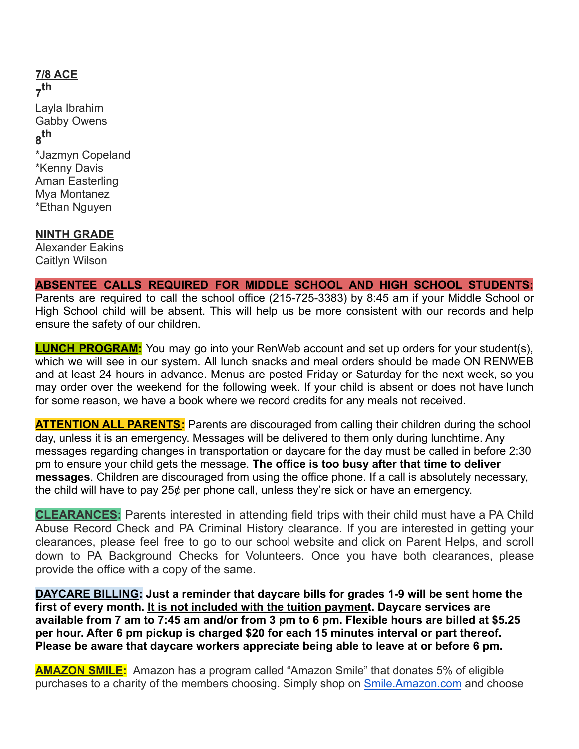**7/8 ACE**

**7th**

Layla Ibrahim
Gabby Owens

**8th**

*Jazmyn Copeland
*Kenny Davis
Aman Easterling
Mya Montanez
*Ethan Nguyen

**NINTH GRADE**

Alexander Eakins
Caitlyn Wilson

**ABSENTEE CALLS REQUIRED FOR MIDDLE SCHOOL AND HIGH SCHOOL STUDENTS:** Parents are required to call the school office (215-725-3383) by 8:45 am if your Middle School or High School child will be absent. This will help us be more consistent with our records and help ensure the safety of our children.

**LUNCH PROGRAM:** You may go into your RenWeb account and set up orders for your student(s), which we will see in our system. All lunch snacks and meal orders should be made ON RENWEB and at least 24 hours in advance. Menus are posted Friday or Saturday for the next week, so you may order over the weekend for the following week. If your child is absent or does not have lunch for some reason, we have a book where we record credits for any meals not received.

**ATTENTION ALL PARENTS:** Parents are discouraged from calling their children during the school day, unless it is an emergency. Messages will be delivered to them only during lunchtime. Any messages regarding changes in transportation or daycare for the day must be called in before 2:30 pm to ensure your child gets the message. **The office is too busy after that time to deliver messages**. Children are discouraged from using the office phone. If a call is absolutely necessary, the child will have to pay 25¢ per phone call, unless they're sick or have an emergency.

**CLEARANCES:** Parents interested in attending field trips with their child must have a PA Child Abuse Record Check and PA Criminal History clearance. If you are interested in getting your clearances, please feel free to go to our school website and click on Parent Helps, and scroll down to PA Background Checks for Volunteers. Once you have both clearances, please provide the office with a copy of the same.

**DAYCARE BILLING: Just a reminder that daycare bills for grades 1-9 will be sent home the first of every month. It is not included with the tuition payment. Daycare services are available from 7 am to 7:45 am and/or from 3 pm to 6 pm. Flexible hours are billed at $5.25 per hour. After 6 pm pickup is charged $20 for each 15 minutes interval or part thereof. Please be aware that daycare workers appreciate being able to leave at or before 6 pm.**

**AMAZON SMILE:** Amazon has a program called "Amazon Smile" that donates 5% of eligible purchases to a charity of the members choosing. Simply shop on [Smile.Amazon.com](http://Smile.Amazon.com) and choose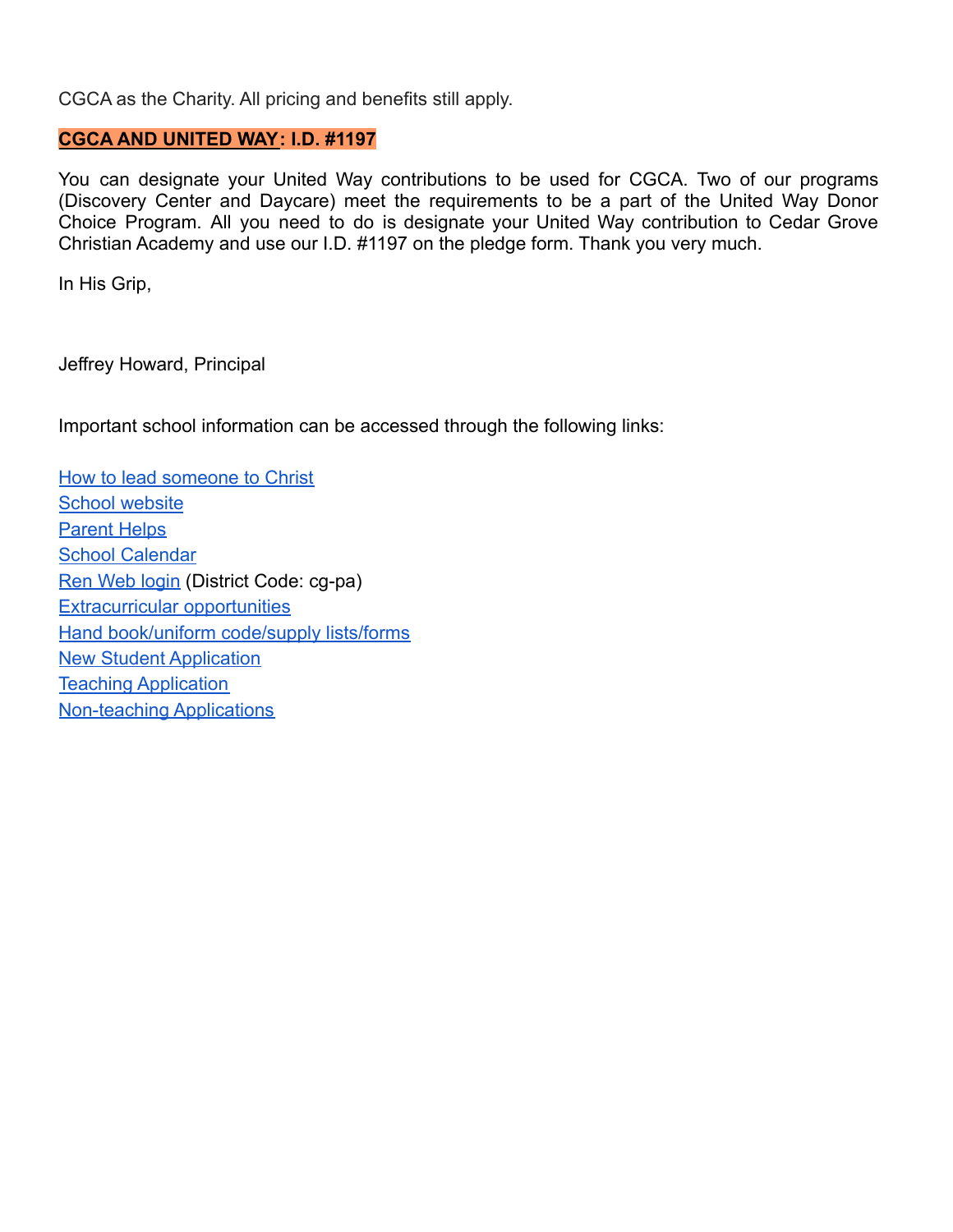CGCA as the Charity. All pricing and benefits still apply.

**CGCA AND UNITED WAY: I.D. #1197**

You can designate your United Way contributions to be used for CGCA. Two of our programs (Discovery Center and Daycare) meet the requirements to be a part of the United Way Donor Choice Program. All you need to do is designate your United Way contribution to Cedar Grove Christian Academy and use our I.D. #1197 on the pledge form. Thank you very much.

In His Grip,

Jeffrey Howard, Principal

Important school information can be accessed through the following links:

How to lead someone to Christ
School website
Parent Helps
School Calendar
Ren Web login (District Code: cg-pa)
Extracurricular opportunities
Hand book/uniform code/supply lists/forms
New Student Application
Teaching Application
Non-teaching Applications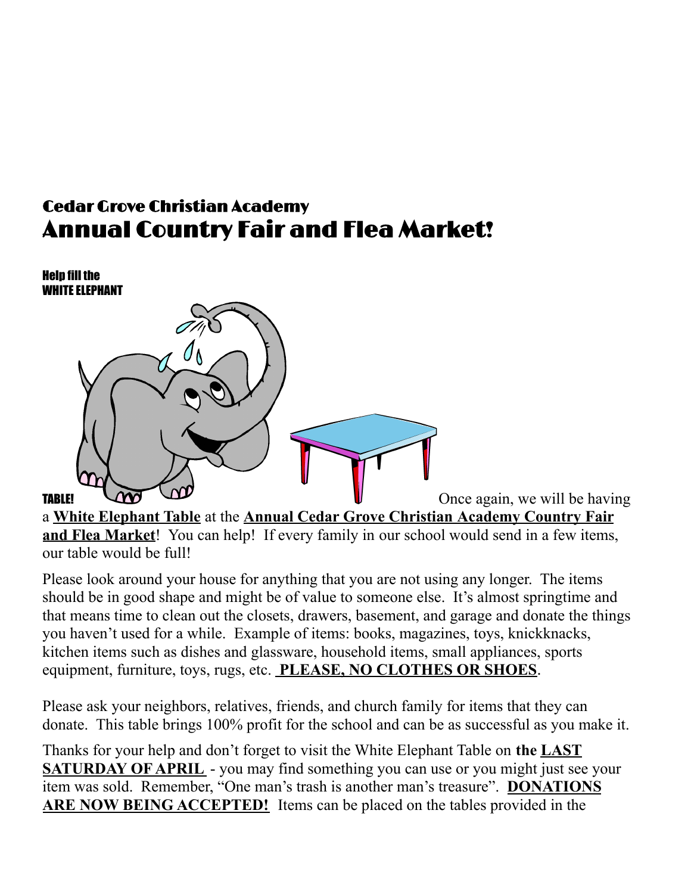Cedar Grove Christian Academy

# Annual Country Fair and Flea Market!

**Help fill the WHITE ELEPHANT TABLE!**

Once again, we will be having a **White Elephant Table** at the **Annual Cedar Grove Christian Academy Country Fair and Flea Market**! You can help! If every family in our school would send in a few items, our table would be full!

Please look around your house for anything that you are not using any longer. The items should be in good shape and might be of value to someone else. It's almost springtime and that means time to clean out the closets, drawers, basement, and garage and donate the things you haven't used for a while. Example of items: books, magazines, toys, knickknacks, kitchen items such as dishes and glassware, household items, small appliances, sports equipment, furniture, toys, rugs, etc. **PLEASE, NO CLOTHES OR SHOES**.

Please ask your neighbors, relatives, friends, and church family for items that they can donate. This table brings 100% profit for the school and can be as successful as you make it.

Thanks for your help and don't forget to visit the White Elephant Table on **the LAST SATURDAY OF APRIL** - you may find something you can use or you might just see your item was sold. Remember, "One man's trash is another man's treasure". **DONATIONS ARE NOW BEING ACCEPTED!** Items can be placed on the tables provided in the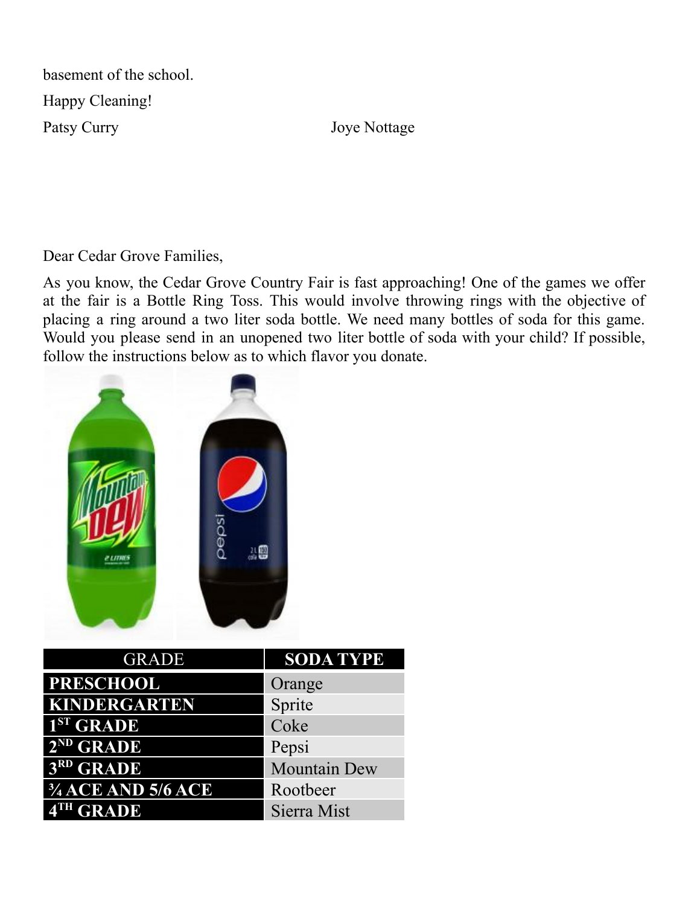basement of the school.

Happy Cleaning!

Patsy Curry Joye Nottage

Dear Cedar Grove Families,

As you know, the Cedar Grove Country Fair is fast approaching! One of the games we offer at the fair is a Bottle Ring Toss. This would involve throwing rings with the objective of placing a ring around a two liter soda bottle. We need many bottles of soda for this game. Would you please send in an unopened two liter bottle of soda with your child? If possible, follow the instructions below as to which flavor you donate.

| GRADE | SODA TYPE |
|---|---|
| PRESCHOOL | Orange |
| KINDERGARTEN | Sprite |
| 1ST GRADE | Coke |
| 2ND GRADE | Pepsi |
| 3RD GRADE | Mountain Dew |
| ¾ ACE AND 5/6 ACE | Rootbeer |
| 4TH GRADE | Sierra Mist |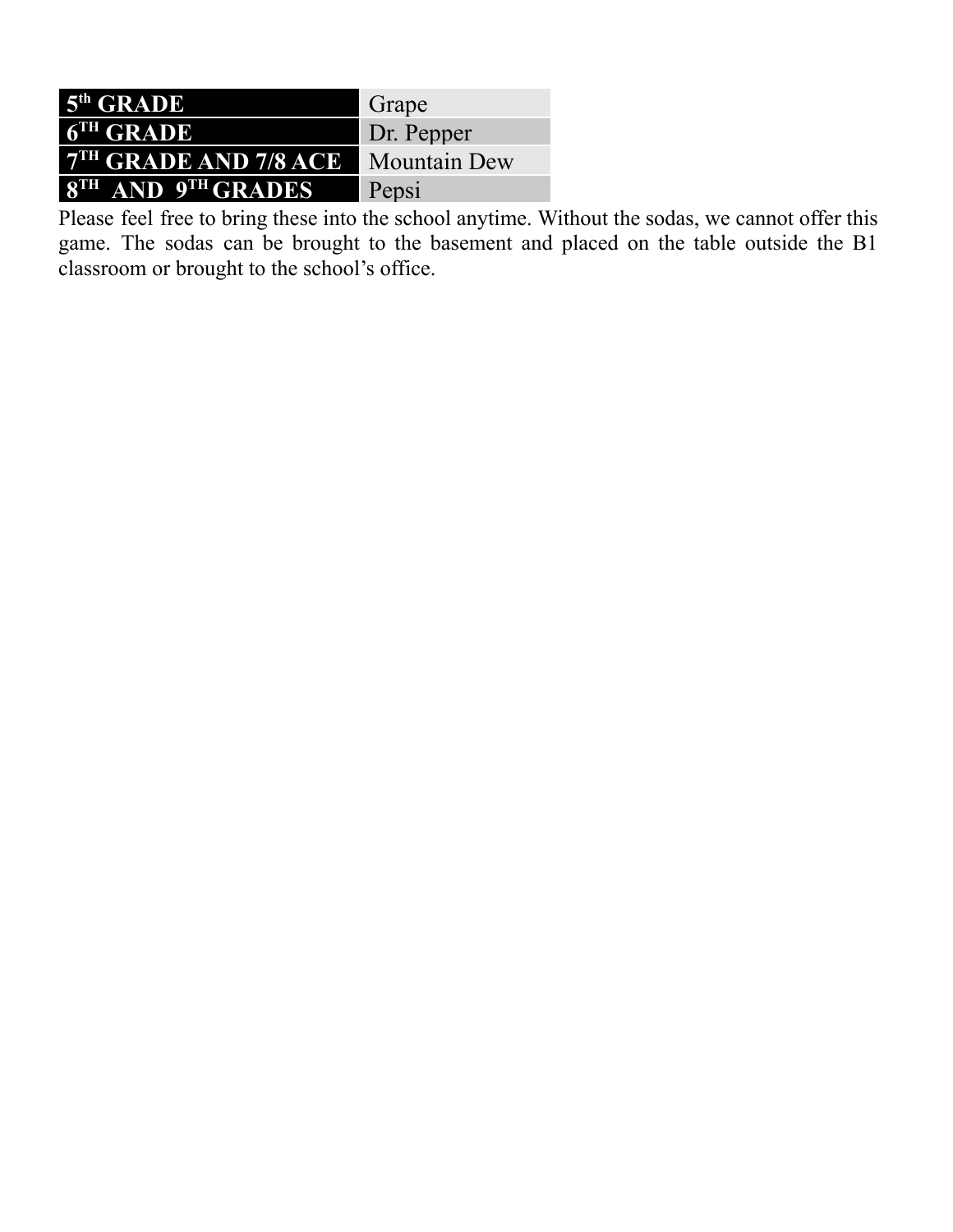| | |
|---|---|
| **5th GRADE** | Grape |
| **6TH GRADE** | Dr. Pepper |
| **7TH GRADE AND 7/8 ACE** | Mountain Dew |
| **8TH AND 9TH GRADES** | Pepsi |

Please feel free to bring these into the school anytime. Without the sodas, we cannot offer this game. The sodas can be brought to the basement and placed on the table outside the B1 classroom or brought to the school's office.